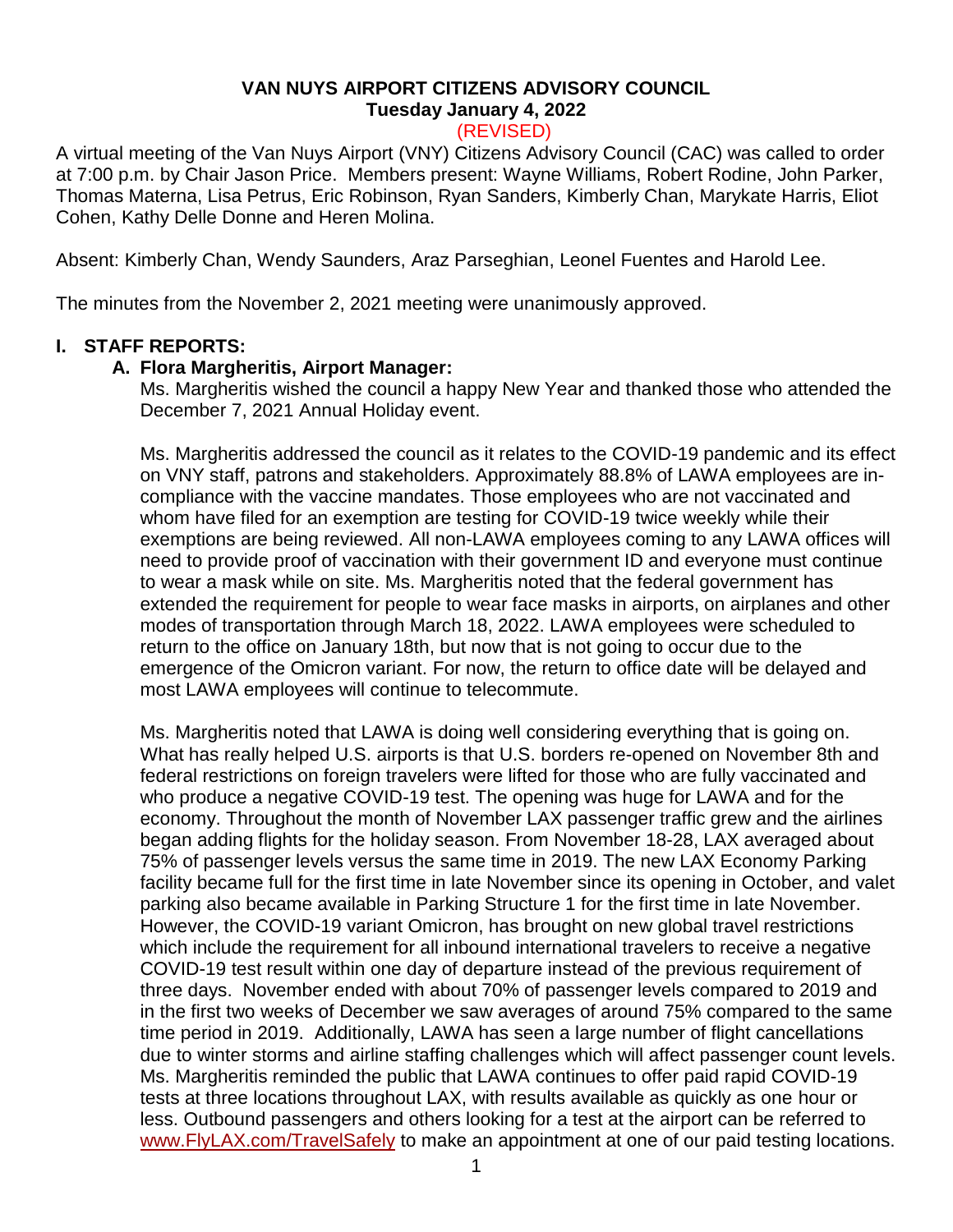# VAN NUYS AIRPORT CITIZENS ADVISORY COUNCIL
## Tuesday January 4, 2022
(REVISED)

A virtual meeting of the Van Nuys Airport (VNY) Citizens Advisory Council (CAC) was called to order at 7:00 p.m. by Chair Jason Price. Members present: Wayne Williams, Robert Rodine, John Parker, Thomas Materna, Lisa Petrus, Eric Robinson, Ryan Sanders, Kimberly Chan, Marykate Harris, Eliot Cohen, Kathy Delle Donne and Heren Molina.

Absent: Kimberly Chan, Wendy Saunders, Araz Parseghian, Leonel Fuentes and Harold Lee.

The minutes from the November 2, 2021 meeting were unanimously approved.

## I. STAFF REPORTS:

### A. Flora Margheritis, Airport Manager:

Ms. Margheritis wished the council a happy New Year and thanked those who attended the December 7, 2021 Annual Holiday event.

Ms. Margheritis addressed the council as it relates to the COVID-19 pandemic and its effect on VNY staff, patrons and stakeholders. Approximately 88.8% of LAWA employees are in-compliance with the vaccine mandates. Those employees who are not vaccinated and whom have filed for an exemption are testing for COVID-19 twice weekly while their exemptions are being reviewed. All non-LAWA employees coming to any LAWA offices will need to provide proof of vaccination with their government ID and everyone must continue to wear a mask while on site. Ms. Margheritis noted that the federal government has extended the requirement for people to wear face masks in airports, on airplanes and other modes of transportation through March 18, 2022. LAWA employees were scheduled to return to the office on January 18th, but now that is not going to occur due to the emergence of the Omicron variant. For now, the return to office date will be delayed and most LAWA employees will continue to telecommute.

Ms. Margheritis noted that LAWA is doing well considering everything that is going on. What has really helped U.S. airports is that U.S. borders re-opened on November 8th and federal restrictions on foreign travelers were lifted for those who are fully vaccinated and who produce a negative COVID-19 test. The opening was huge for LAWA and for the economy. Throughout the month of November LAX passenger traffic grew and the airlines began adding flights for the holiday season. From November 18-28, LAX averaged about 75% of passenger levels versus the same time in 2019. The new LAX Economy Parking facility became full for the first time in late November since its opening in October, and valet parking also became available in Parking Structure 1 for the first time in late November. However, the COVID-19 variant Omicron, has brought on new global travel restrictions which include the requirement for all inbound international travelers to receive a negative COVID-19 test result within one day of departure instead of the previous requirement of three days. November ended with about 70% of passenger levels compared to 2019 and in the first two weeks of December we saw averages of around 75% compared to the same time period in 2019. Additionally, LAWA has seen a large number of flight cancellations due to winter storms and airline staffing challenges which will affect passenger count levels. Ms. Margheritis reminded the public that LAWA continues to offer paid rapid COVID-19 tests at three locations throughout LAX, with results available as quickly as one hour or less. Outbound passengers and others looking for a test at the airport can be referred to www.FlyLAX.com/TravelSafely to make an appointment at one of our paid testing locations.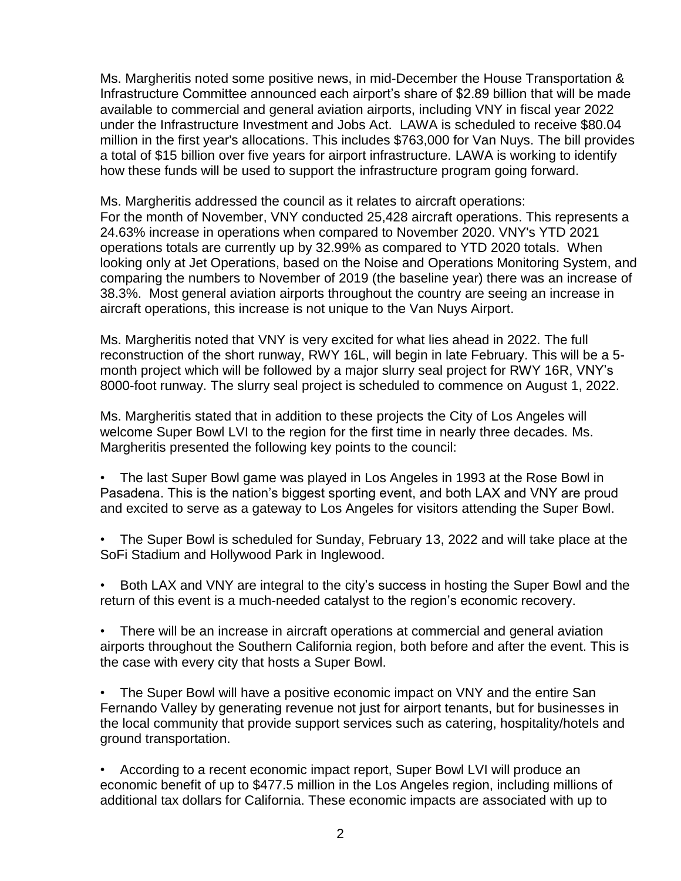Ms. Margheritis noted some positive news, in mid-December the House Transportation & Infrastructure Committee announced each airport's share of $2.89 billion that will be made available to commercial and general aviation airports, including VNY in fiscal year 2022 under the Infrastructure Investment and Jobs Act. LAWA is scheduled to receive $80.04 million in the first year's allocations. This includes $763,000 for Van Nuys. The bill provides a total of $15 billion over five years for airport infrastructure. LAWA is working to identify how these funds will be used to support the infrastructure program going forward.

Ms. Margheritis addressed the council as it relates to aircraft operations:
For the month of November, VNY conducted 25,428 aircraft operations. This represents a 24.63% increase in operations when compared to November 2020. VNY's YTD 2021 operations totals are currently up by 32.99% as compared to YTD 2020 totals. When looking only at Jet Operations, based on the Noise and Operations Monitoring System, and comparing the numbers to November of 2019 (the baseline year) there was an increase of 38.3%. Most general aviation airports throughout the country are seeing an increase in aircraft operations, this increase is not unique to the Van Nuys Airport.

Ms. Margheritis noted that VNY is very excited for what lies ahead in 2022. The full reconstruction of the short runway, RWY 16L, will begin in late February. This will be a 5-month project which will be followed by a major slurry seal project for RWY 16R, VNY's 8000-foot runway. The slurry seal project is scheduled to commence on August 1, 2022.

Ms. Margheritis stated that in addition to these projects the City of Los Angeles will welcome Super Bowl LVI to the region for the first time in nearly three decades. Ms. Margheritis presented the following key points to the council:

- The last Super Bowl game was played in Los Angeles in 1993 at the Rose Bowl in Pasadena. This is the nation's biggest sporting event, and both LAX and VNY are proud and excited to serve as a gateway to Los Angeles for visitors attending the Super Bowl.

- The Super Bowl is scheduled for Sunday, February 13, 2022 and will take place at the SoFi Stadium and Hollywood Park in Inglewood.

- Both LAX and VNY are integral to the city's success in hosting the Super Bowl and the return of this event is a much-needed catalyst to the region's economic recovery.

- There will be an increase in aircraft operations at commercial and general aviation airports throughout the Southern California region, both before and after the event. This is the case with every city that hosts a Super Bowl.

- The Super Bowl will have a positive economic impact on VNY and the entire San Fernando Valley by generating revenue not just for airport tenants, but for businesses in the local community that provide support services such as catering, hospitality/hotels and ground transportation.

- According to a recent economic impact report, Super Bowl LVI will produce an economic benefit of up to $477.5 million in the Los Angeles region, including millions of additional tax dollars for California. These economic impacts are associated with up to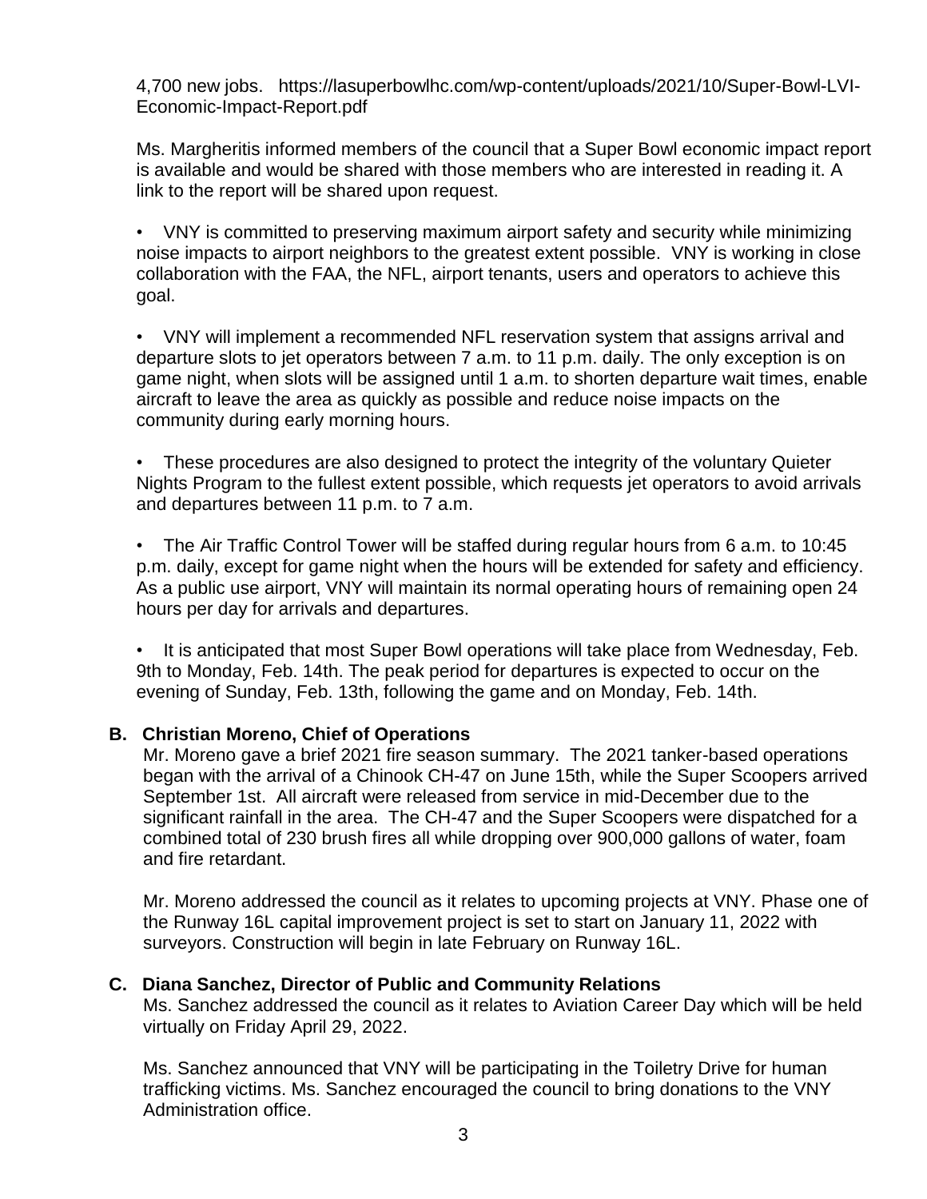4,700 new jobs. https://lasuperbowlhc.com/wp-content/uploads/2021/10/Super-Bowl-LVI-Economic-Impact-Report.pdf

Ms. Margheritis informed members of the council that a Super Bowl economic impact report is available and would be shared with those members who are interested in reading it. A link to the report will be shared upon request.

- VNY is committed to preserving maximum airport safety and security while minimizing noise impacts to airport neighbors to the greatest extent possible. VNY is working in close collaboration with the FAA, the NFL, airport tenants, users and operators to achieve this goal.

- VNY will implement a recommended NFL reservation system that assigns arrival and departure slots to jet operators between 7 a.m. to 11 p.m. daily. The only exception is on game night, when slots will be assigned until 1 a.m. to shorten departure wait times, enable aircraft to leave the area as quickly as possible and reduce noise impacts on the community during early morning hours.

- These procedures are also designed to protect the integrity of the voluntary Quieter Nights Program to the fullest extent possible, which requests jet operators to avoid arrivals and departures between 11 p.m. to 7 a.m.

- The Air Traffic Control Tower will be staffed during regular hours from 6 a.m. to 10:45 p.m. daily, except for game night when the hours will be extended for safety and efficiency. As a public use airport, VNY will maintain its normal operating hours of remaining open 24 hours per day for arrivals and departures.

- It is anticipated that most Super Bowl operations will take place from Wednesday, Feb. 9th to Monday, Feb. 14th. The peak period for departures is expected to occur on the evening of Sunday, Feb. 13th, following the game and on Monday, Feb. 14th.

**B. Christian Moreno, Chief of Operations**

Mr. Moreno gave a brief 2021 fire season summary. The 2021 tanker-based operations began with the arrival of a Chinook CH-47 on June 15th, while the Super Scoopers arrived September 1st. All aircraft were released from service in mid-December due to the significant rainfall in the area. The CH-47 and the Super Scoopers were dispatched for a combined total of 230 brush fires all while dropping over 900,000 gallons of water, foam and fire retardant.

Mr. Moreno addressed the council as it relates to upcoming projects at VNY. Phase one of the Runway 16L capital improvement project is set to start on January 11, 2022 with surveyors. Construction will begin in late February on Runway 16L.

**C. Diana Sanchez, Director of Public and Community Relations**

Ms. Sanchez addressed the council as it relates to Aviation Career Day which will be held virtually on Friday April 29, 2022.

Ms. Sanchez announced that VNY will be participating in the Toiletry Drive for human trafficking victims. Ms. Sanchez encouraged the council to bring donations to the VNY Administration office.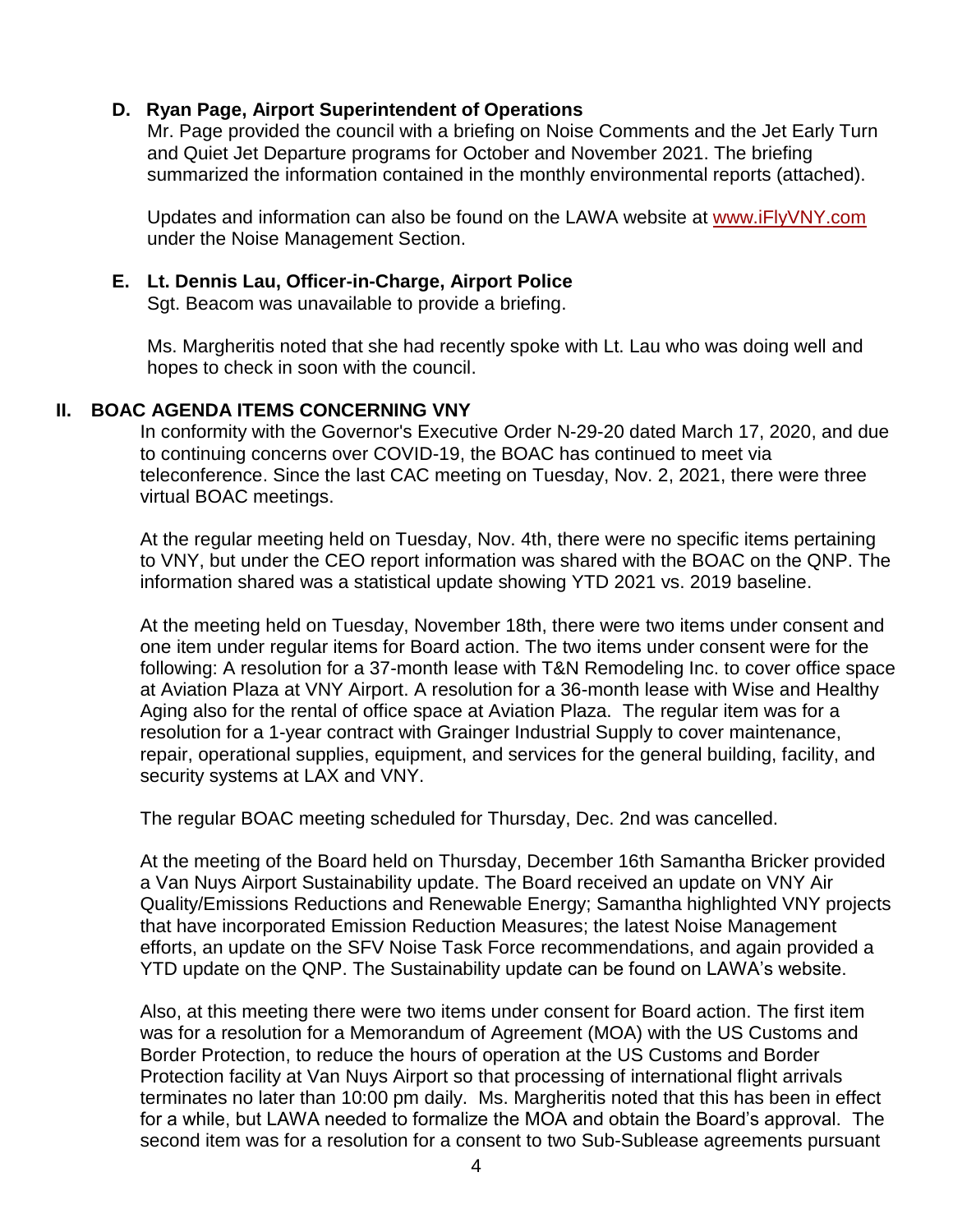### D. Ryan Page, Airport Superintendent of Operations

Mr. Page provided the council with a briefing on Noise Comments and the Jet Early Turn and Quiet Jet Departure programs for October and November 2021. The briefing summarized the information contained in the monthly environmental reports (attached).

Updates and information can also be found on the LAWA website at [www.iFlyVNY.com](http://www.iFlyVNY.com) under the Noise Management Section.

### E. Lt. Dennis Lau, Officer-in-Charge, Airport Police

Sgt. Beacom was unavailable to provide a briefing.

Ms. Margheritis noted that she had recently spoke with Lt. Lau who was doing well and hopes to check in soon with the council.

## II. BOAC AGENDA ITEMS CONCERNING VNY

In conformity with the Governor's Executive Order N-29-20 dated March 17, 2020, and due to continuing concerns over COVID-19, the BOAC has continued to meet via teleconference. Since the last CAC meeting on Tuesday, Nov. 2, 2021, there were three virtual BOAC meetings.

At the regular meeting held on Tuesday, Nov. 4th, there were no specific items pertaining to VNY, but under the CEO report information was shared with the BOAC on the QNP. The information shared was a statistical update showing YTD 2021 vs. 2019 baseline.

At the meeting held on Tuesday, November 18th, there were two items under consent and one item under regular items for Board action. The two items under consent were for the following: A resolution for a 37-month lease with T&N Remodeling Inc. to cover office space at Aviation Plaza at VNY Airport. A resolution for a 36-month lease with Wise and Healthy Aging also for the rental of office space at Aviation Plaza. The regular item was for a resolution for a 1-year contract with Grainger Industrial Supply to cover maintenance, repair, operational supplies, equipment, and services for the general building, facility, and security systems at LAX and VNY.

The regular BOAC meeting scheduled for Thursday, Dec. 2nd was cancelled.

At the meeting of the Board held on Thursday, December 16th Samantha Bricker provided a Van Nuys Airport Sustainability update. The Board received an update on VNY Air Quality/Emissions Reductions and Renewable Energy; Samantha highlighted VNY projects that have incorporated Emission Reduction Measures; the latest Noise Management efforts, an update on the SFV Noise Task Force recommendations, and again provided a YTD update on the QNP. The Sustainability update can be found on LAWA's website.

Also, at this meeting there were two items under consent for Board action. The first item was for a resolution for a Memorandum of Agreement (MOA) with the US Customs and Border Protection, to reduce the hours of operation at the US Customs and Border Protection facility at Van Nuys Airport so that processing of international flight arrivals terminates no later than 10:00 pm daily. Ms. Margheritis noted that this has been in effect for a while, but LAWA needed to formalize the MOA and obtain the Board's approval. The second item was for a resolution for a consent to two Sub-Sublease agreements pursuant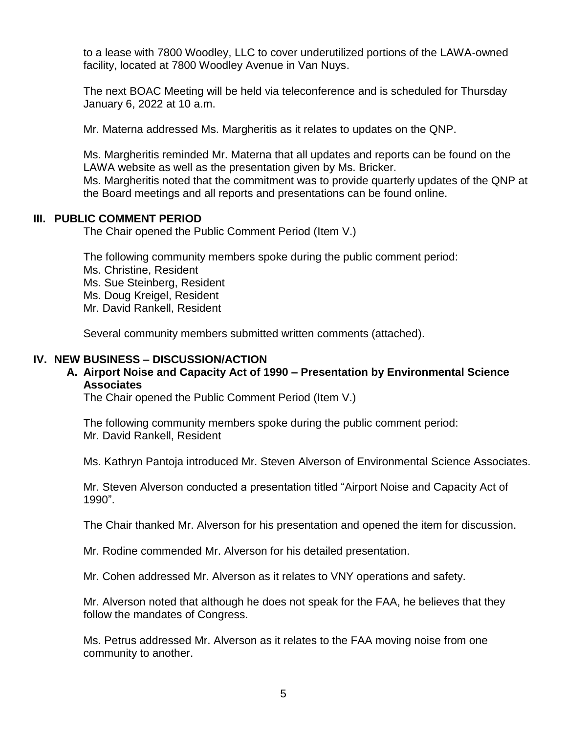to a lease with 7800 Woodley, LLC to cover underutilized portions of the LAWA-owned facility, located at 7800 Woodley Avenue in Van Nuys.

The next BOAC Meeting will be held via teleconference and is scheduled for Thursday January 6, 2022 at 10 a.m.

Mr. Materna addressed Ms. Margheritis as it relates to updates on the QNP.

Ms. Margheritis reminded Mr. Materna that all updates and reports can be found on the LAWA website as well as the presentation given by Ms. Bricker.
Ms. Margheritis noted that the commitment was to provide quarterly updates of the QNP at the Board meetings and all reports and presentations can be found online.

## III. PUBLIC COMMENT PERIOD

The Chair opened the Public Comment Period (Item V.)

The following community members spoke during the public comment period:
Ms. Christine, Resident
Ms. Sue Steinberg, Resident
Ms. Doug Kreigel, Resident
Mr. David Rankell, Resident

Several community members submitted written comments (attached).

## IV. NEW BUSINESS – DISCUSSION/ACTION

### A. Airport Noise and Capacity Act of 1990 – Presentation by Environmental Science Associates

The Chair opened the Public Comment Period (Item V.)

The following community members spoke during the public comment period:
Mr. David Rankell, Resident

Ms. Kathryn Pantoja introduced Mr. Steven Alverson of Environmental Science Associates.

Mr. Steven Alverson conducted a presentation titled "Airport Noise and Capacity Act of 1990".

The Chair thanked Mr. Alverson for his presentation and opened the item for discussion.

Mr. Rodine commended Mr. Alverson for his detailed presentation.

Mr. Cohen addressed Mr. Alverson as it relates to VNY operations and safety.

Mr. Alverson noted that although he does not speak for the FAA, he believes that they follow the mandates of Congress.

Ms. Petrus addressed Mr. Alverson as it relates to the FAA moving noise from one community to another.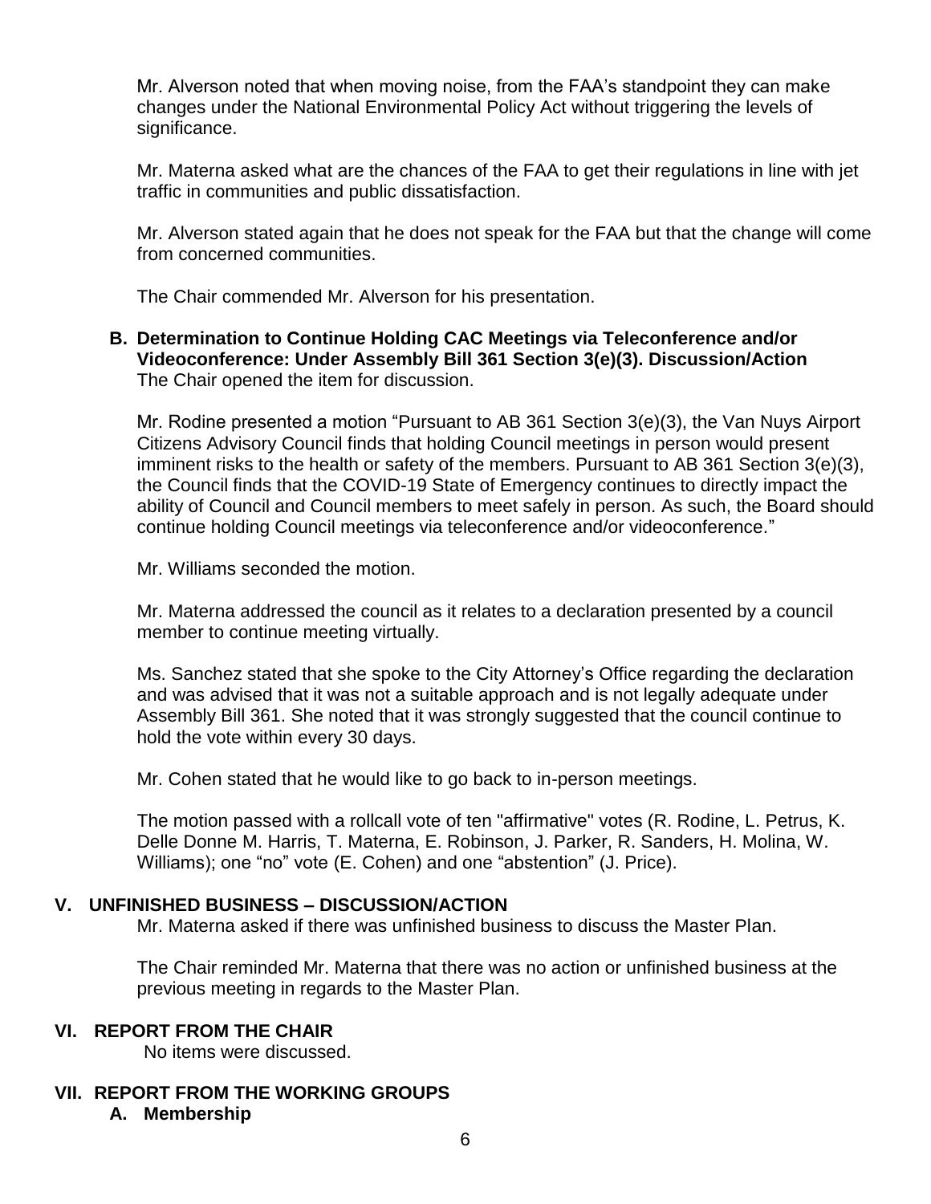Mr. Alverson noted that when moving noise, from the FAA's standpoint they can make changes under the National Environmental Policy Act without triggering the levels of significance.

Mr. Materna asked what are the chances of the FAA to get their regulations in line with jet traffic in communities and public dissatisfaction.

Mr. Alverson stated again that he does not speak for the FAA but that the change will come from concerned communities.

The Chair commended Mr. Alverson for his presentation.

**B. Determination to Continue Holding CAC Meetings via Teleconference and/or Videoconference: Under Assembly Bill 361 Section 3(e)(3). Discussion/Action**
The Chair opened the item for discussion.

Mr. Rodine presented a motion "Pursuant to AB 361 Section 3(e)(3), the Van Nuys Airport Citizens Advisory Council finds that holding Council meetings in person would present imminent risks to the health or safety of the members. Pursuant to AB 361 Section 3(e)(3), the Council finds that the COVID-19 State of Emergency continues to directly impact the ability of Council and Council members to meet safely in person. As such, the Board should continue holding Council meetings via teleconference and/or videoconference."

Mr. Williams seconded the motion.

Mr. Materna addressed the council as it relates to a declaration presented by a council member to continue meeting virtually.

Ms. Sanchez stated that she spoke to the City Attorney's Office regarding the declaration and was advised that it was not a suitable approach and is not legally adequate under Assembly Bill 361. She noted that it was strongly suggested that the council continue to hold the vote within every 30 days.

Mr. Cohen stated that he would like to go back to in-person meetings.

The motion passed with a rollcall vote of ten "affirmative" votes (R. Rodine, L. Petrus, K. Delle Donne M. Harris, T. Materna, E. Robinson, J. Parker, R. Sanders, H. Molina, W. Williams); one "no" vote (E. Cohen) and one "abstention" (J. Price).

## V. UNFINISHED BUSINESS – DISCUSSION/ACTION

Mr. Materna asked if there was unfinished business to discuss the Master Plan.

The Chair reminded Mr. Materna that there was no action or unfinished business at the previous meeting in regards to the Master Plan.

## VI. REPORT FROM THE CHAIR

No items were discussed.

## VII. REPORT FROM THE WORKING GROUPS

**A. Membership**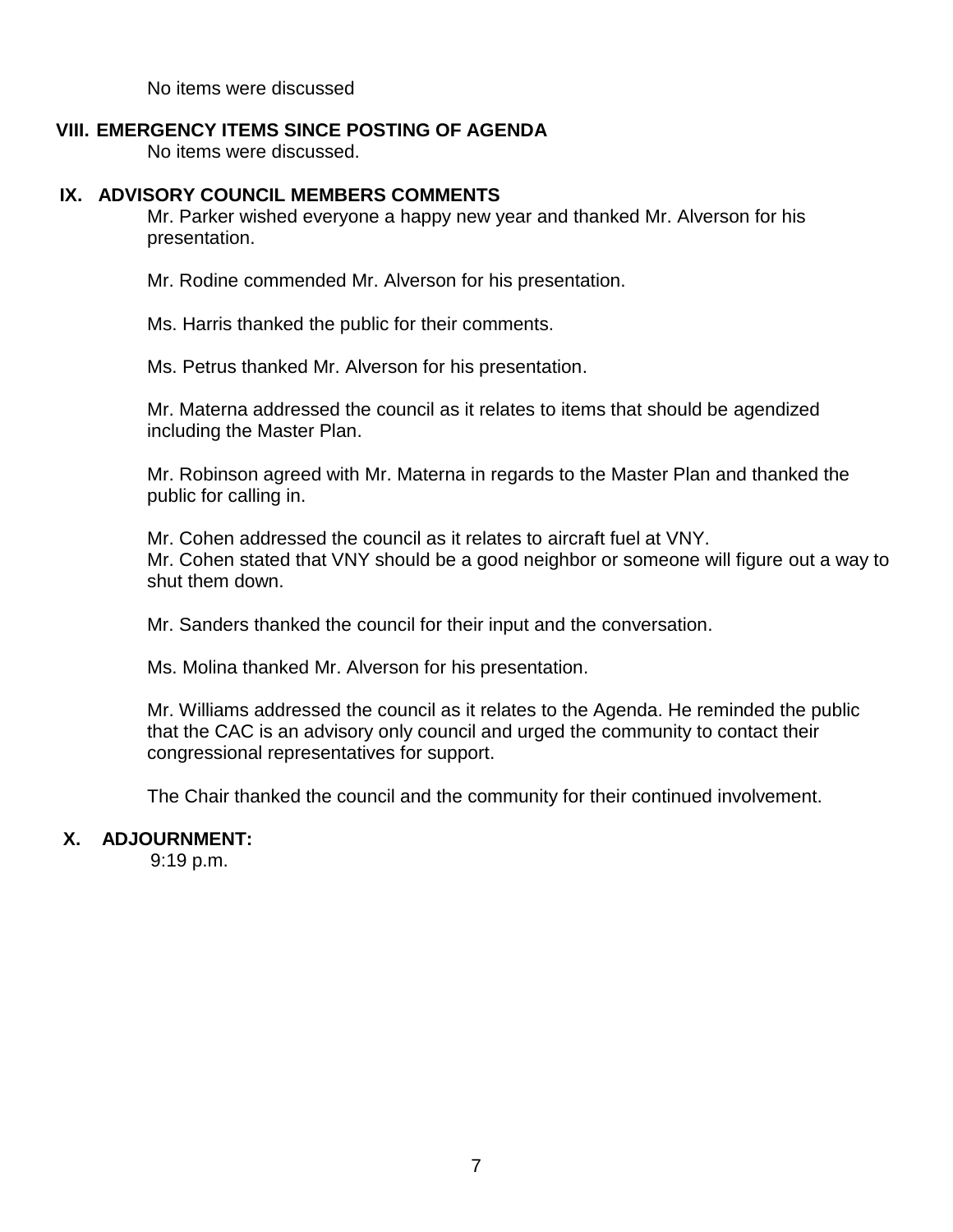No items were discussed

## VIII. EMERGENCY ITEMS SINCE POSTING OF AGENDA

No items were discussed.

## IX. ADVISORY COUNCIL MEMBERS COMMENTS

Mr. Parker wished everyone a happy new year and thanked Mr. Alverson for his presentation.

Mr. Rodine commended Mr. Alverson for his presentation.

Ms. Harris thanked the public for their comments.

Ms. Petrus thanked Mr. Alverson for his presentation.

Mr. Materna addressed the council as it relates to items that should be agendized including the Master Plan.

Mr. Robinson agreed with Mr. Materna in regards to the Master Plan and thanked the public for calling in.

Mr. Cohen addressed the council as it relates to aircraft fuel at VNY.
Mr. Cohen stated that VNY should be a good neighbor or someone will figure out a way to shut them down.

Mr. Sanders thanked the council for their input and the conversation.

Ms. Molina thanked Mr. Alverson for his presentation.

Mr. Williams addressed the council as it relates to the Agenda. He reminded the public that the CAC is an advisory only council and urged the community to contact their congressional representatives for support.

The Chair thanked the council and the community for their continued involvement.

## X. ADJOURNMENT:

9:19 p.m.